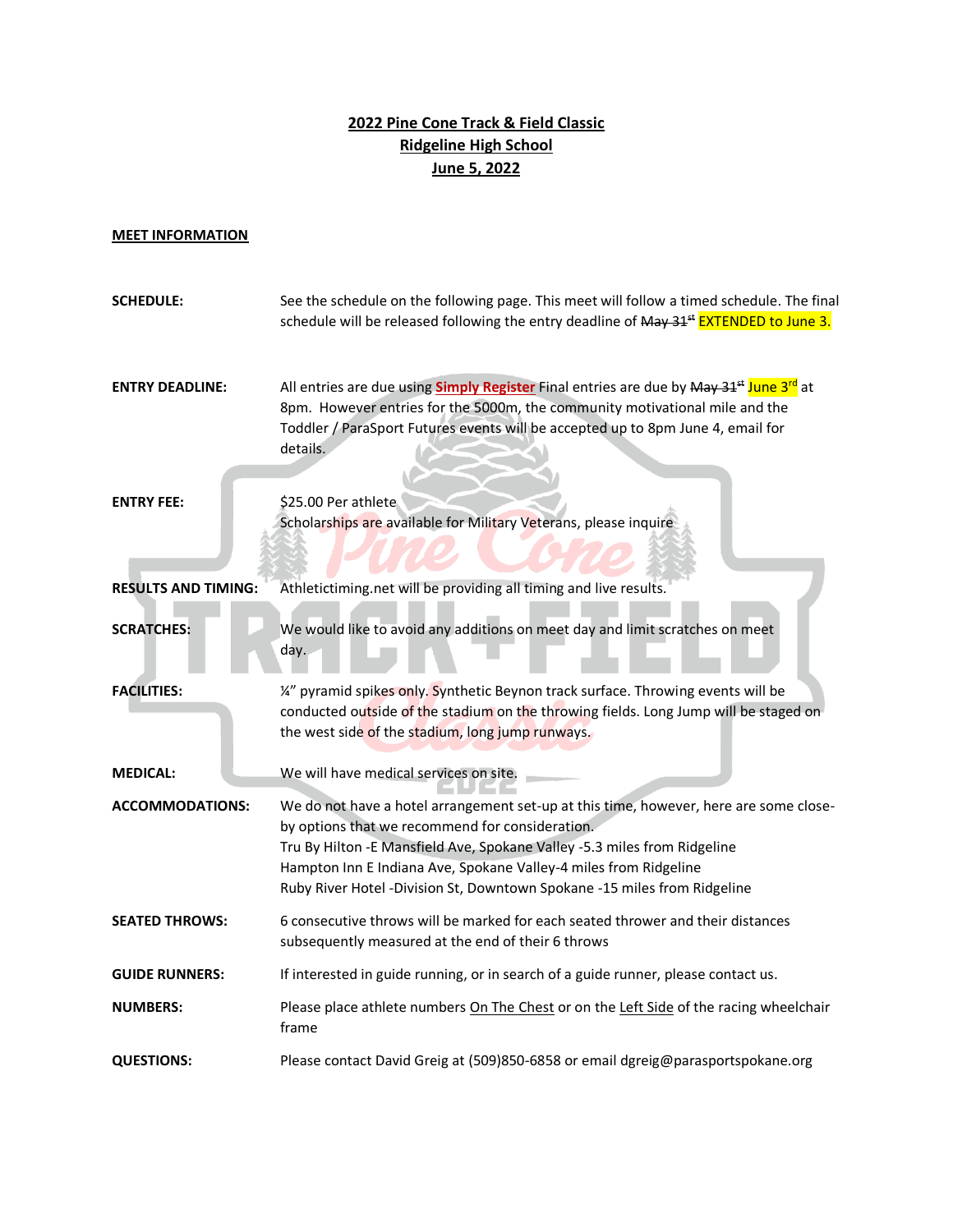**2022 Pine Cone Track & Field Classic**
**Ridgeline High School**
**June 5, 2022**

**MEET INFORMATION**

| | |
|---|---|
| **SCHEDULE:** | See the schedule on the following page. This meet will follow a timed schedule. The final schedule will be released following the entry deadline of ~~May 31st~~ EXTENDED to June 3. |
| **ENTRY DEADLINE:** | All entries are due using **Simply Register** Final entries are due by ~~May 31st~~ June 3rd at 8pm. However entries for the 5000m, the community motivational mile and the Toddler / ParaSport Futures events will be accepted up to 8pm June 4, email for details. |
| **ENTRY FEE:** | $25.00 Per athlete<br>Scholarships are available for Military Veterans, please inquire |
| **RESULTS AND TIMING:** | Athletictiming.net will be providing all timing and live results. |
| **SCRATCHES:** | We would like to avoid any additions on meet day and limit scratches on meet day. |
| **FACILITIES:** | ¼" pyramid spikes only. Synthetic Beynon track surface. Throwing events will be conducted outside of the stadium on the throwing fields. Long Jump will be staged on the west side of the stadium, long jump runways. |
| **MEDICAL:** | We will have medical services on site. |
| **ACCOMMODATIONS:** | We do not have a hotel arrangement set-up at this time, however, here are some close-by options that we recommend for consideration.<br>Tru By Hilton -E Mansfield Ave, Spokane Valley -5.3 miles from Ridgeline<br>Hampton Inn E Indiana Ave, Spokane Valley-4 miles from Ridgeline<br>Ruby River Hotel -Division St, Downtown Spokane -15 miles from Ridgeline |
| **SEATED THROWS:** | 6 consecutive throws will be marked for each seated thrower and their distances subsequently measured at the end of their 6 throws |
| **GUIDE RUNNERS:** | If interested in guide running, or in search of a guide runner, please contact us. |
| **NUMBERS:** | Please place athlete numbers On The Chest or on the Left Side of the racing wheelchair frame |
| **QUESTIONS:** | Please contact David Greig at (509)850-6858 or email dgreig@parasportspokane.org |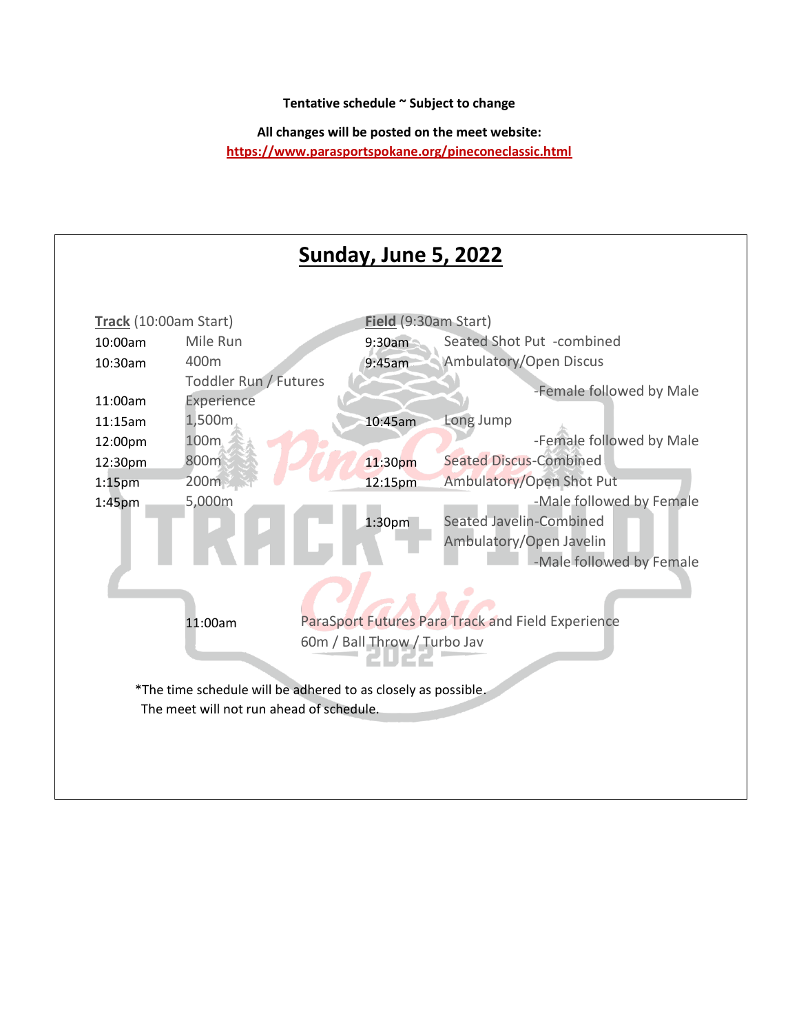**Tentative schedule ~ Subject to change**

**All changes will be posted on the meet website:**
**https://www.parasportspokane.org/pineconeclassic.html**

# Sunday, June 5, 2022

**Track** (10:00am Start)

| | |
|---|---|
| 10:00am | Mile Run |
| 10:30am | 400m |
| 11:00am | Toddler Run / Futures Experience |
| 11:15am | 1,500m |
| 12:00pm | 100m |
| 12:30pm | 800m |
| 1:15pm | 200m |
| 1:45pm | 5,000m |

**Field** (9:30am Start)

| | |
|---|---|
| 9:30am | Seated Shot Put -combined |
| 9:45am | Ambulatory/Open Discus -Female followed by Male |
| 10:45am | Long Jump -Female followed by Male |
| 11:30pm | Seated Discus-Combined |
| 12:15pm | Ambulatory/Open Shot Put -Male followed by Female |
| 1:30pm | Seated Javelin-Combined<br>Ambulatory/Open Javelin -Male followed by Female |

11:00am ParaSport Futures Para Track and Field Experience
60m / Ball Throw / Turbo Jav

*The time schedule will be adhered to as closely as possible.
The meet will not run ahead of schedule.